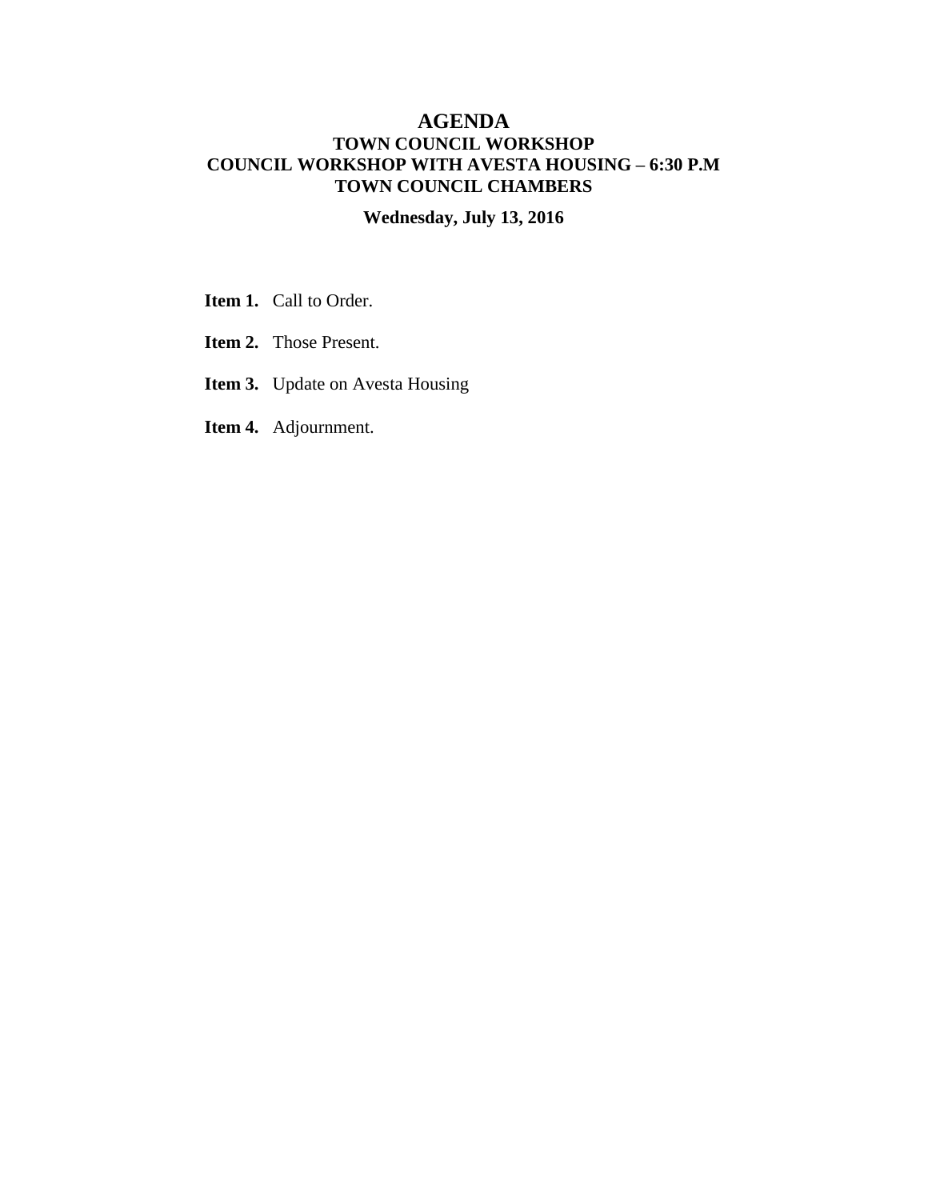# AGENDA

## TOWN COUNCIL WORKSHOP
## COUNCIL WORKSHOP WITH AVESTA HOUSING – 6:30 P.M
## TOWN COUNCIL CHAMBERS

**Wednesday, July 13, 2016**

**Item 1.** Call to Order.

**Item 2.** Those Present.

**Item 3.** Update on Avesta Housing

**Item 4.** Adjournment.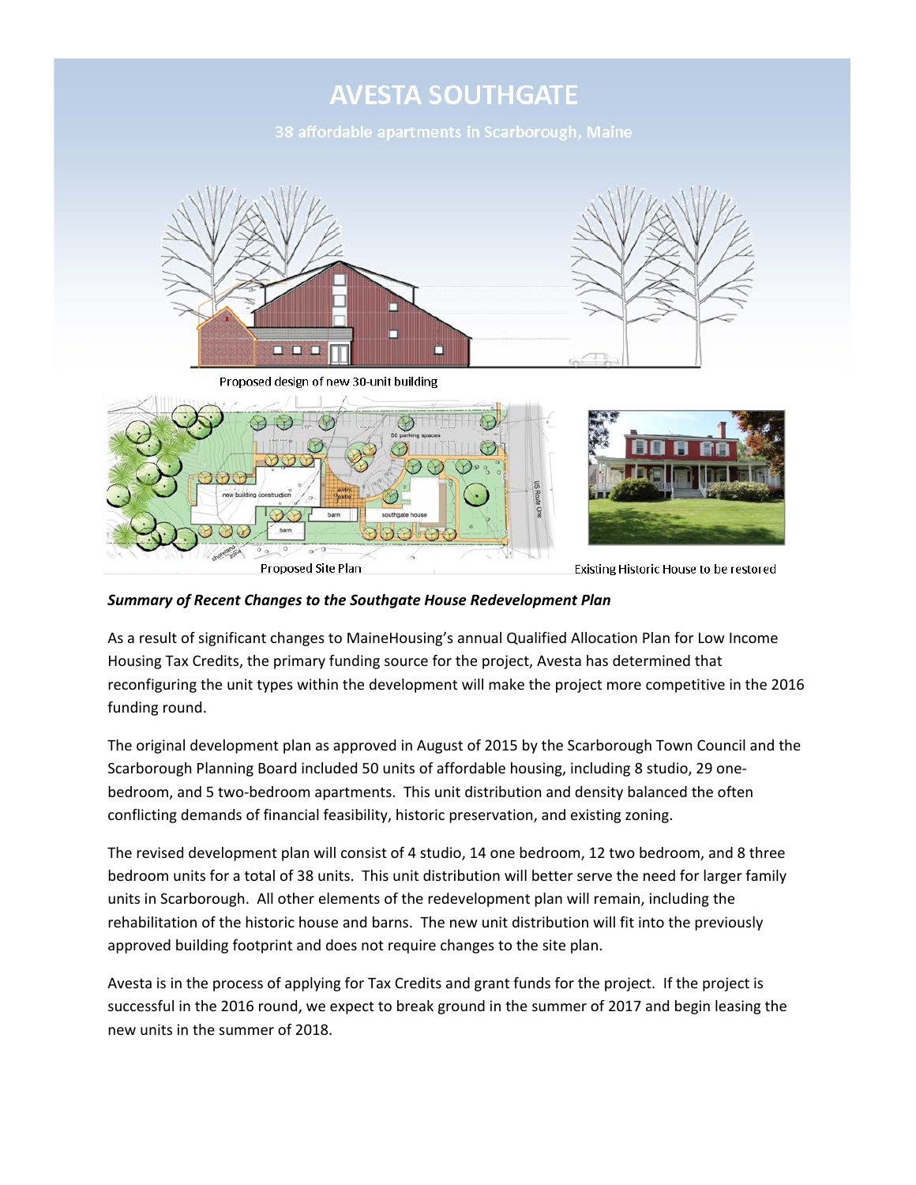# AVESTA SOUTHGATE

38 affordable apartments in Scarborough, Maine

Proposed design of new 30-unit building

Proposed Site Plan

Existing Historic House to be restored

***Summary of Recent Changes to the Southgate House Redevelopment Plan***

As a result of significant changes to MaineHousing's annual Qualified Allocation Plan for Low Income Housing Tax Credits, the primary funding source for the project, Avesta has determined that reconfiguring the unit types within the development will make the project more competitive in the 2016 funding round.

The original development plan as approved in August of 2015 by the Scarborough Town Council and the Scarborough Planning Board included 50 units of affordable housing, including 8 studio, 29 one-bedroom, and 5 two-bedroom apartments. This unit distribution and density balanced the often conflicting demands of financial feasibility, historic preservation, and existing zoning.

The revised development plan will consist of 4 studio, 14 one bedroom, 12 two bedroom, and 8 three bedroom units for a total of 38 units. This unit distribution will better serve the need for larger family units in Scarborough. All other elements of the redevelopment plan will remain, including the rehabilitation of the historic house and barns. The new unit distribution will fit into the previously approved building footprint and does not require changes to the site plan.

Avesta is in the process of applying for Tax Credits and grant funds for the project. If the project is successful in the 2016 round, we expect to break ground in the summer of 2017 and begin leasing the new units in the summer of 2018.